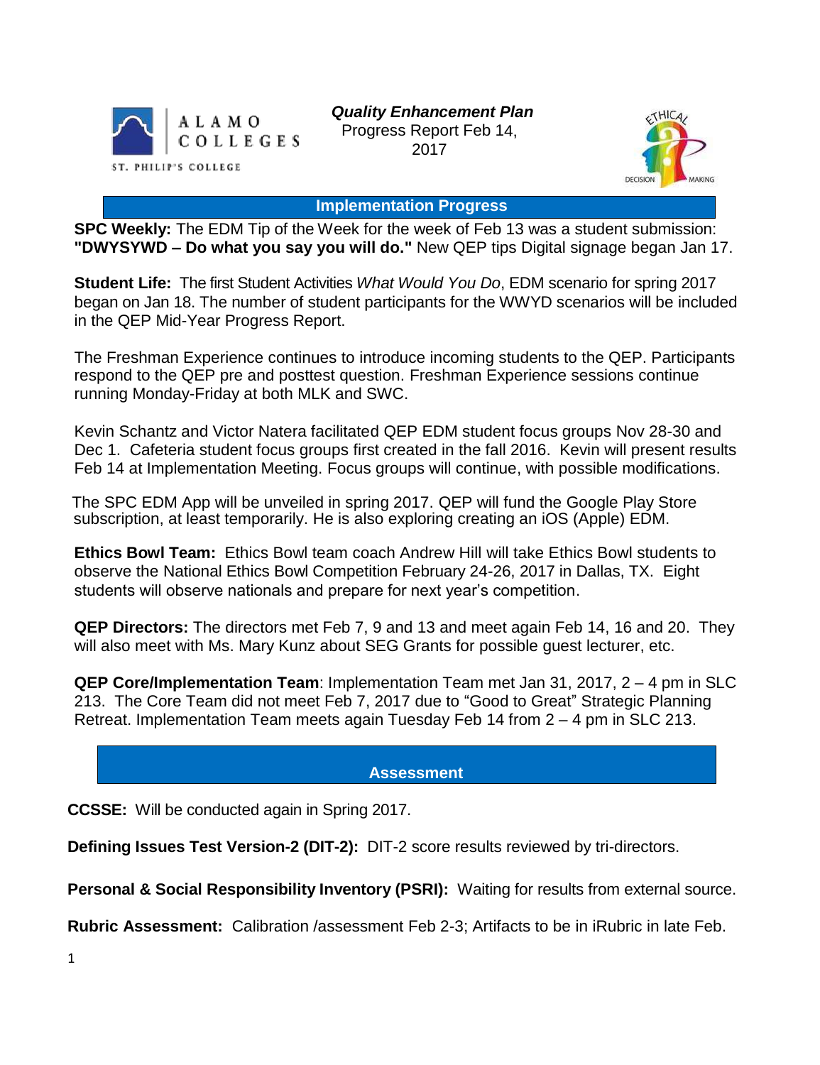ALAMO COLLEGES

ST. PHILIP'S COLLEGE

***Quality Enhancement Plan***
Progress Report Feb 14, 2017

## Implementation Progress

**SPC Weekly:** The EDM Tip of the Week for the week of Feb 13 was a student submission: **"DWYSYWD – Do what you say you will do."** New QEP tips Digital signage began Jan 17.

**Student Life:** The first Student Activities *What Would You Do*, EDM scenario for spring 2017 began on Jan 18. The number of student participants for the WWYD scenarios will be included in the QEP Mid-Year Progress Report.

The Freshman Experience continues to introduce incoming students to the QEP. Participants respond to the QEP pre and posttest question. Freshman Experience sessions continue running Monday-Friday at both MLK and SWC.

Kevin Schantz and Victor Natera facilitated QEP EDM student focus groups Nov 28-30 and Dec 1. Cafeteria student focus groups first created in the fall 2016. Kevin will present results Feb 14 at Implementation Meeting. Focus groups will continue, with possible modifications.

The SPC EDM App will be unveiled in spring 2017. QEP will fund the Google Play Store subscription, at least temporarily. He is also exploring creating an iOS (Apple) EDM.

**Ethics Bowl Team:** Ethics Bowl team coach Andrew Hill will take Ethics Bowl students to observe the National Ethics Bowl Competition February 24-26, 2017 in Dallas, TX. Eight students will observe nationals and prepare for next year's competition.

**QEP Directors:** The directors met Feb 7, 9 and 13 and meet again Feb 14, 16 and 20. They will also meet with Ms. Mary Kunz about SEG Grants for possible guest lecturer, etc.

**QEP Core/Implementation Team**: Implementation Team met Jan 31, 2017, 2 – 4 pm in SLC 213. The Core Team did not meet Feb 7, 2017 due to "Good to Great" Strategic Planning Retreat. Implementation Team meets again Tuesday Feb 14 from 2 – 4 pm in SLC 213.

## Assessment

**CCSSE:** Will be conducted again in Spring 2017.

**Defining Issues Test Version-2 (DIT-2):** DIT-2 score results reviewed by tri-directors.

**Personal & Social Responsibility Inventory (PSRI):** Waiting for results from external source.

**Rubric Assessment:** Calibration /assessment Feb 2-3; Artifacts to be in iRubric in late Feb.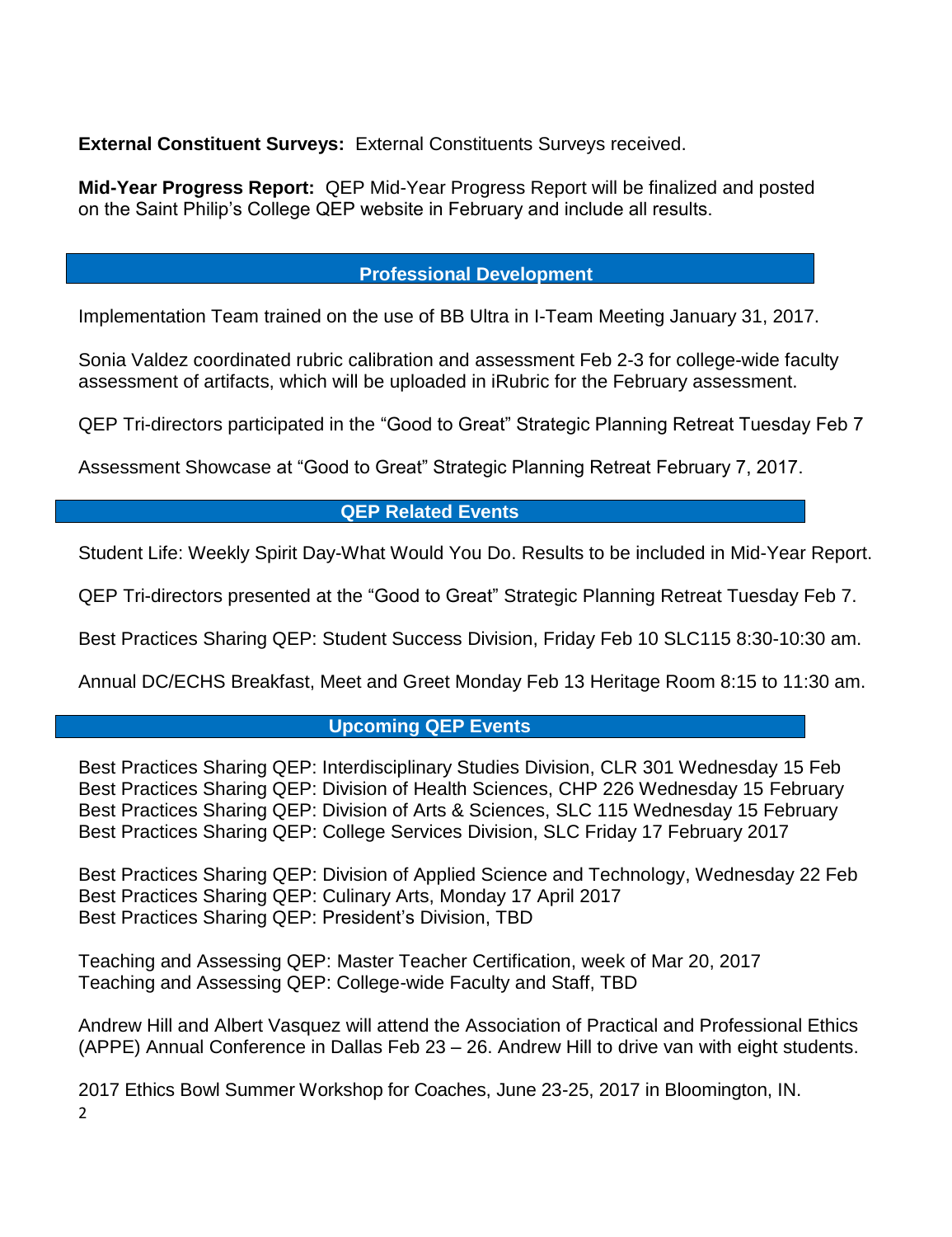**External Constituent Surveys:** External Constituents Surveys received.

**Mid-Year Progress Report:** QEP Mid-Year Progress Report will be finalized and posted on the Saint Philip's College QEP website in February and include all results.

## Professional Development

Implementation Team trained on the use of BB Ultra in I-Team Meeting January 31, 2017.

Sonia Valdez coordinated rubric calibration and assessment Feb 2-3 for college-wide faculty assessment of artifacts, which will be uploaded in iRubric for the February assessment.

QEP Tri-directors participated in the "Good to Great" Strategic Planning Retreat Tuesday Feb 7

Assessment Showcase at "Good to Great" Strategic Planning Retreat February 7, 2017.

## QEP Related Events

Student Life: Weekly Spirit Day-What Would You Do. Results to be included in Mid-Year Report.

QEP Tri-directors presented at the "Good to Great" Strategic Planning Retreat Tuesday Feb 7.

Best Practices Sharing QEP: Student Success Division, Friday Feb 10 SLC115 8:30-10:30 am.

Annual DC/ECHS Breakfast, Meet and Greet Monday Feb 13 Heritage Room 8:15 to 11:30 am.

## Upcoming QEP Events

Best Practices Sharing QEP: Interdisciplinary Studies Division, CLR 301 Wednesday 15 Feb
Best Practices Sharing QEP: Division of Health Sciences, CHP 226 Wednesday 15 February
Best Practices Sharing QEP: Division of Arts & Sciences, SLC 115 Wednesday 15 February
Best Practices Sharing QEP: College Services Division, SLC Friday 17 February 2017

Best Practices Sharing QEP: Division of Applied Science and Technology, Wednesday 22 Feb
Best Practices Sharing QEP: Culinary Arts, Monday 17 April 2017
Best Practices Sharing QEP: President's Division, TBD

Teaching and Assessing QEP: Master Teacher Certification, week of Mar 20, 2017
Teaching and Assessing QEP: College-wide Faculty and Staff, TBD

Andrew Hill and Albert Vasquez will attend the Association of Practical and Professional Ethics (APPE) Annual Conference in Dallas Feb 23 – 26. Andrew Hill to drive van with eight students.

2017 Ethics Bowl Summer Workshop for Coaches, June 23-25, 2017 in Bloomington, IN.